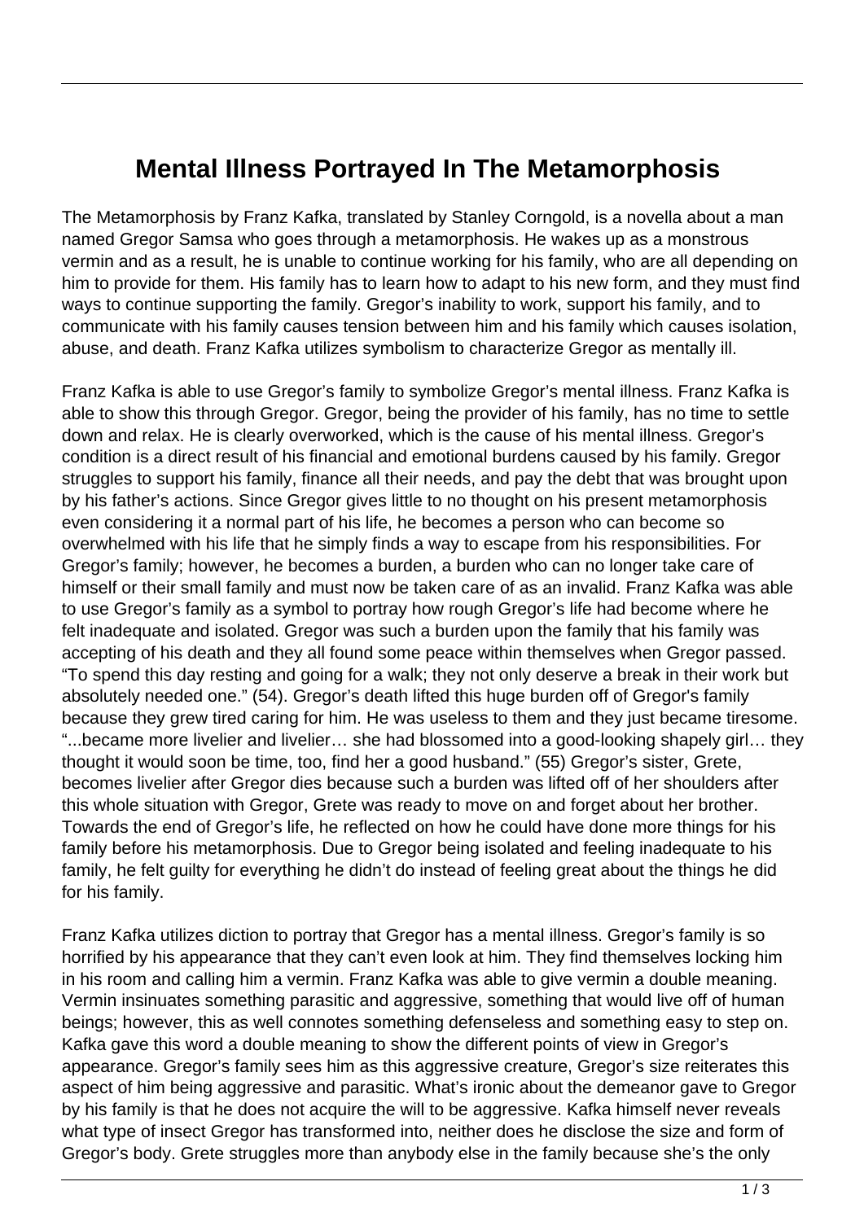# Mental Illness Portrayed In The Metamorphosis

The Metamorphosis by Franz Kafka, translated by Stanley Corngold, is a novella about a man named Gregor Samsa who goes through a metamorphosis. He wakes up as a monstrous vermin and as a result, he is unable to continue working for his family, who are all depending on him to provide for them. His family has to learn how to adapt to his new form, and they must find ways to continue supporting the family. Gregor's inability to work, support his family, and to communicate with his family causes tension between him and his family which causes isolation, abuse, and death. Franz Kafka utilizes symbolism to characterize Gregor as mentally ill.

Franz Kafka is able to use Gregor's family to symbolize Gregor's mental illness. Franz Kafka is able to show this through Gregor. Gregor, being the provider of his family, has no time to settle down and relax. He is clearly overworked, which is the cause of his mental illness. Gregor's condition is a direct result of his financial and emotional burdens caused by his family. Gregor struggles to support his family, finance all their needs, and pay the debt that was brought upon by his father's actions. Since Gregor gives little to no thought on his present metamorphosis even considering it a normal part of his life, he becomes a person who can become so overwhelmed with his life that he simply finds a way to escape from his responsibilities. For Gregor's family; however, he becomes a burden, a burden who can no longer take care of himself or their small family and must now be taken care of as an invalid. Franz Kafka was able to use Gregor's family as a symbol to portray how rough Gregor's life had become where he felt inadequate and isolated. Gregor was such a burden upon the family that his family was accepting of his death and they all found some peace within themselves when Gregor passed. "To spend this day resting and going for a walk; they not only deserve a break in their work but absolutely needed one." (54). Gregor's death lifted this huge burden off of Gregor's family because they grew tired caring for him. He was useless to them and they just became tiresome. "...became more livelier and livelier… she had blossomed into a good-looking shapely girl… they thought it would soon be time, too, find her a good husband." (55) Gregor's sister, Grete, becomes livelier after Gregor dies because such a burden was lifted off of her shoulders after this whole situation with Gregor, Grete was ready to move on and forget about her brother. Towards the end of Gregor's life, he reflected on how he could have done more things for his family before his metamorphosis. Due to Gregor being isolated and feeling inadequate to his family, he felt guilty for everything he didn't do instead of feeling great about the things he did for his family.

Franz Kafka utilizes diction to portray that Gregor has a mental illness. Gregor's family is so horrified by his appearance that they can't even look at him. They find themselves locking him in his room and calling him a vermin. Franz Kafka was able to give vermin a double meaning. Vermin insinuates something parasitic and aggressive, something that would live off of human beings; however, this as well connotes something defenseless and something easy to step on. Kafka gave this word a double meaning to show the different points of view in Gregor's appearance. Gregor's family sees him as this aggressive creature, Gregor's size reiterates this aspect of him being aggressive and parasitic. What's ironic about the demeanor gave to Gregor by his family is that he does not acquire the will to be aggressive. Kafka himself never reveals what type of insect Gregor has transformed into, neither does he disclose the size and form of Gregor's body. Grete struggles more than anybody else in the family because she's the only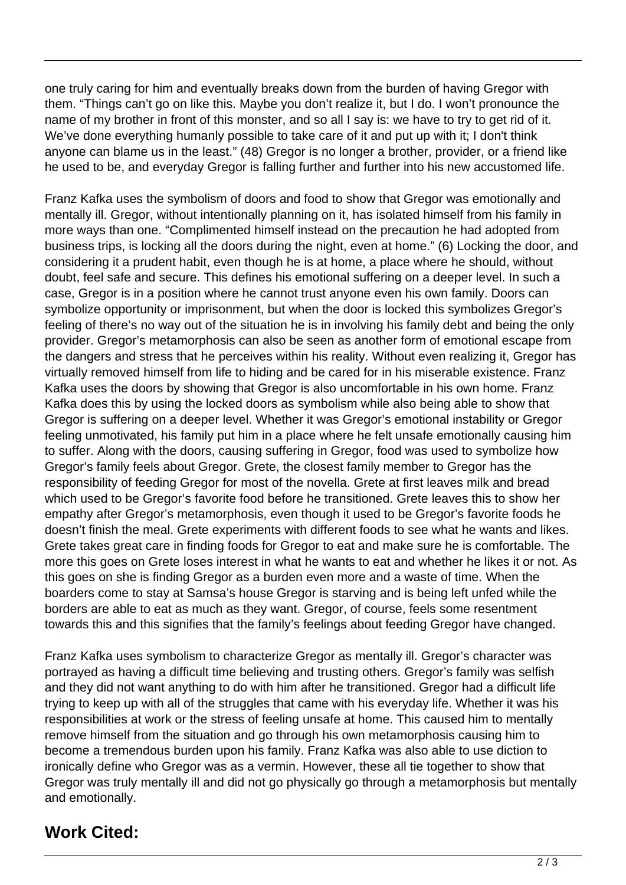one truly caring for him and eventually breaks down from the burden of having Gregor with them. “Things can’t go on like this. Maybe you don’t realize it, but I do. I won’t pronounce the name of my brother in front of this monster, and so all I say is: we have to try to get rid of it. We’ve done everything humanly possible to take care of it and put up with it; I don't think anyone can blame us in the least.” (48) Gregor is no longer a brother, provider, or a friend like he used to be, and everyday Gregor is falling further and further into his new accustomed life.

Franz Kafka uses the symbolism of doors and food to show that Gregor was emotionally and mentally ill. Gregor, without intentionally planning on it, has isolated himself from his family in more ways than one. “Complimented himself instead on the precaution he had adopted from business trips, is locking all the doors during the night, even at home.” (6) Locking the door, and considering it a prudent habit, even though he is at home, a place where he should, without doubt, feel safe and secure. This defines his emotional suffering on a deeper level. In such a case, Gregor is in a position where he cannot trust anyone even his own family. Doors can symbolize opportunity or imprisonment, but when the door is locked this symbolizes Gregor’s feeling of there’s no way out of the situation he is in involving his family debt and being the only provider. Gregor’s metamorphosis can also be seen as another form of emotional escape from the dangers and stress that he perceives within his reality. Without even realizing it, Gregor has virtually removed himself from life to hiding and be cared for in his miserable existence. Franz Kafka uses the doors by showing that Gregor is also uncomfortable in his own home. Franz Kafka does this by using the locked doors as symbolism while also being able to show that Gregor is suffering on a deeper level. Whether it was Gregor’s emotional instability or Gregor feeling unmotivated, his family put him in a place where he felt unsafe emotionally causing him to suffer. Along with the doors, causing suffering in Gregor, food was used to symbolize how Gregor’s family feels about Gregor. Grete, the closest family member to Gregor has the responsibility of feeding Gregor for most of the novella. Grete at first leaves milk and bread which used to be Gregor’s favorite food before he transitioned. Grete leaves this to show her empathy after Gregor’s metamorphosis, even though it used to be Gregor’s favorite foods he doesn’t finish the meal. Grete experiments with different foods to see what he wants and likes. Grete takes great care in finding foods for Gregor to eat and make sure he is comfortable. The more this goes on Grete loses interest in what he wants to eat and whether he likes it or not. As this goes on she is finding Gregor as a burden even more and a waste of time. When the boarders come to stay at Samsa’s house Gregor is starving and is being left unfed while the borders are able to eat as much as they want. Gregor, of course, feels some resentment towards this and this signifies that the family’s feelings about feeding Gregor have changed.

Franz Kafka uses symbolism to characterize Gregor as mentally ill. Gregor’s character was portrayed as having a difficult time believing and trusting others. Gregor’s family was selfish and they did not want anything to do with him after he transitioned. Gregor had a difficult life trying to keep up with all of the struggles that came with his everyday life. Whether it was his responsibilities at work or the stress of feeling unsafe at home. This caused him to mentally remove himself from the situation and go through his own metamorphosis causing him to become a tremendous burden upon his family. Franz Kafka was also able to use diction to ironically define who Gregor was as a vermin. However, these all tie together to show that Gregor was truly mentally ill and did not go physically go through a metamorphosis but mentally and emotionally.

## Work Cited: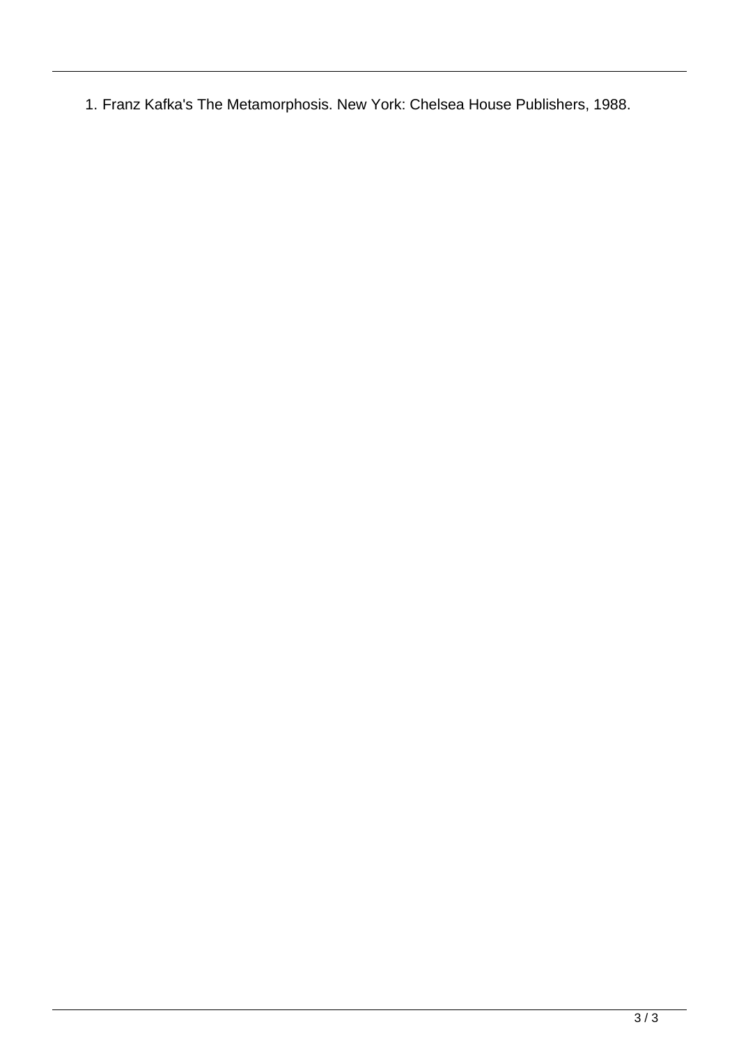1. Franz Kafka's The Metamorphosis. New York: Chelsea House Publishers, 1988.